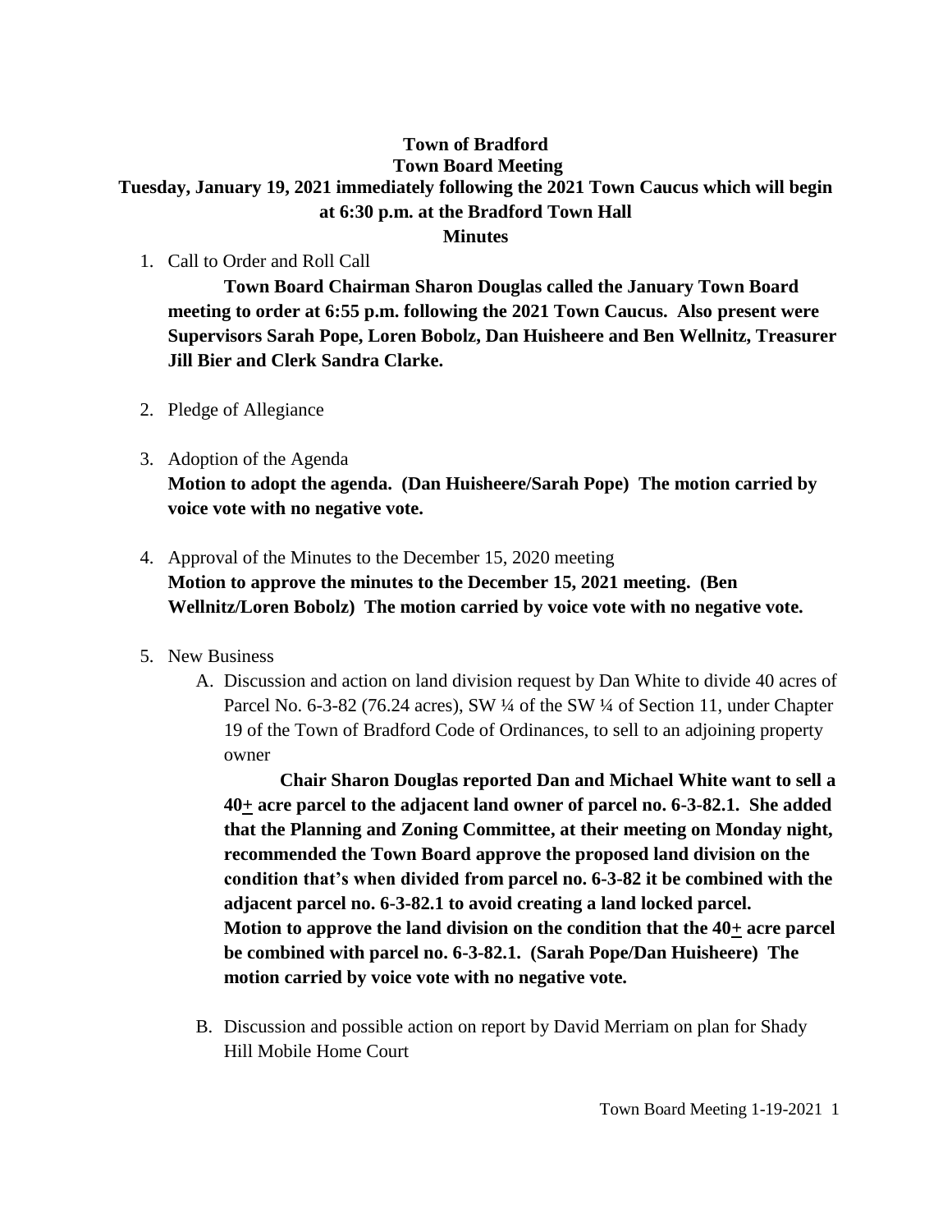**Town of Bradford**
**Town Board Meeting**
**Tuesday, January 19, 2021 immediately following the 2021 Town Caucus which will begin at 6:30 p.m. at the Bradford Town Hall**
**Minutes**

1. Call to Order and Roll Call

   **Town Board Chairman Sharon Douglas called the January Town Board meeting to order at 6:55 p.m. following the 2021 Town Caucus. Also present were Supervisors Sarah Pope, Loren Bobolz, Dan Huisheere and Ben Wellnitz, Treasurer Jill Bier and Clerk Sandra Clarke.**

2. Pledge of Allegiance

3. Adoption of the Agenda
   **Motion to adopt the agenda. (Dan Huisheere/Sarah Pope) The motion carried by voice vote with no negative vote.**

4. Approval of the Minutes to the December 15, 2020 meeting
   **Motion to approve the minutes to the December 15, 2021 meeting. (Ben Wellnitz/Loren Bobolz) The motion carried by voice vote with no negative vote.**

5. New Business
   A. Discussion and action on land division request by Dan White to divide 40 acres of Parcel No. 6-3-82 (76.24 acres), SW ¼ of the SW ¼ of Section 11, under Chapter 19 of the Town of Bradford Code of Ordinances, to sell to an adjoining property owner

      **Chair Sharon Douglas reported Dan and Michael White want to sell a 40± acre parcel to the adjacent land owner of parcel no. 6-3-82.1. She added that the Planning and Zoning Committee, at their meeting on Monday night, recommended the Town Board approve the proposed land division on the condition that's when divided from parcel no. 6-3-82 it be combined with the adjacent parcel no. 6-3-82.1 to avoid creating a land locked parcel.**
      **Motion to approve the land division on the condition that the 40± acre parcel be combined with parcel no. 6-3-82.1. (Sarah Pope/Dan Huisheere) The motion carried by voice vote with no negative vote.**

   B. Discussion and possible action on report by David Merriam on plan for Shady Hill Mobile Home Court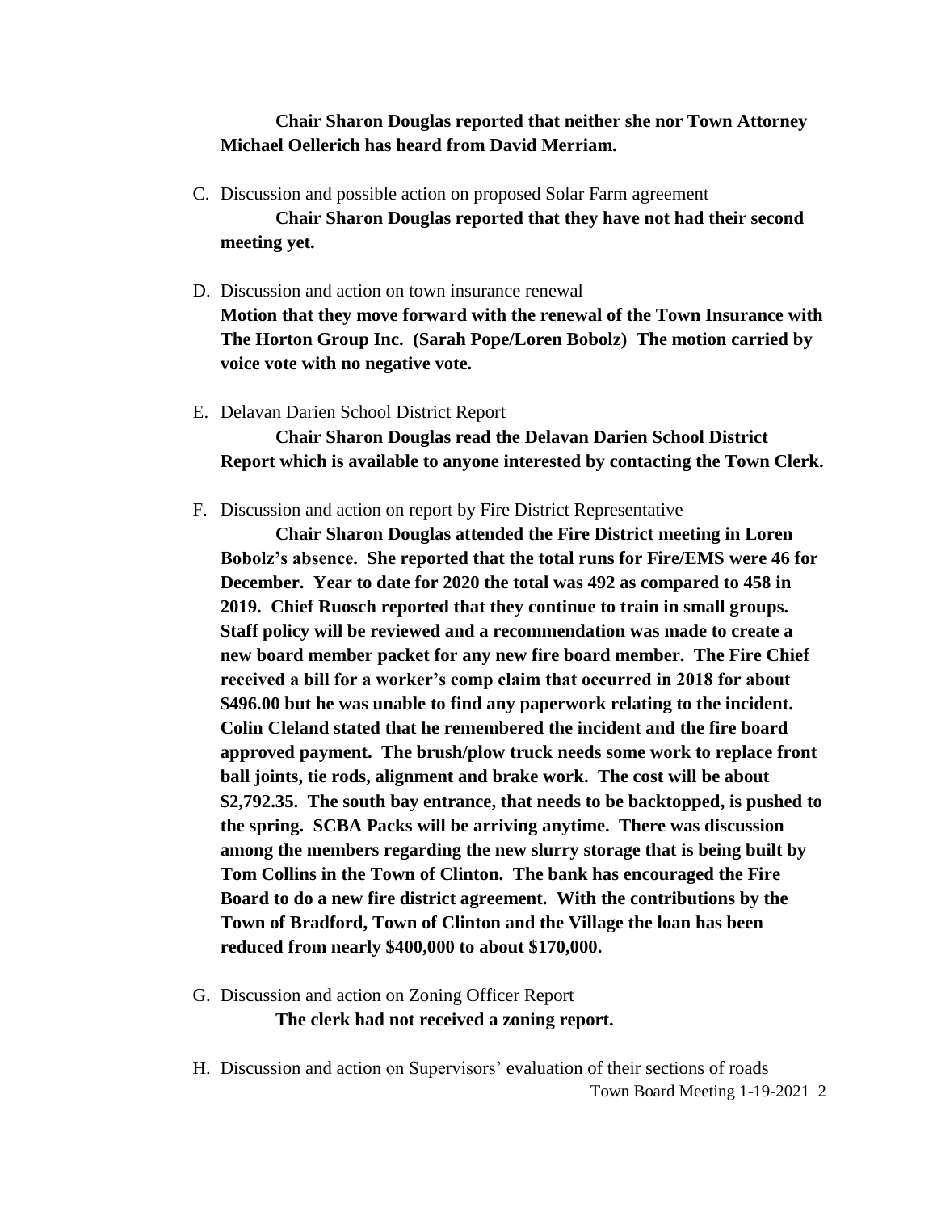**Chair Sharon Douglas reported that neither she nor Town Attorney Michael Oellerich has heard from David Merriam.**

C. Discussion and possible action on proposed Solar Farm agreement

   **Chair Sharon Douglas reported that they have not had their second meeting yet.**

D. Discussion and action on town insurance renewal

   **Motion that they move forward with the renewal of the Town Insurance with The Horton Group Inc. (Sarah Pope/Loren Bobolz) The motion carried by voice vote with no negative vote.**

E. Delavan Darien School District Report

   **Chair Sharon Douglas read the Delavan Darien School District Report which is available to anyone interested by contacting the Town Clerk.**

F. Discussion and action on report by Fire District Representative

   **Chair Sharon Douglas attended the Fire District meeting in Loren Bobolz's absence. She reported that the total runs for Fire/EMS were 46 for December. Year to date for 2020 the total was 492 as compared to 458 in 2019. Chief Ruosch reported that they continue to train in small groups. Staff policy will be reviewed and a recommendation was made to create a new board member packet for any new fire board member. The Fire Chief received a bill for a worker's comp claim that occurred in 2018 for about $496.00 but he was unable to find any paperwork relating to the incident. Colin Cleland stated that he remembered the incident and the fire board approved payment. The brush/plow truck needs some work to replace front ball joints, tie rods, alignment and brake work. The cost will be about $2,792.35. The south bay entrance, that needs to be backtopped, is pushed to the spring. SCBA Packs will be arriving anytime. There was discussion among the members regarding the new slurry storage that is being built by Tom Collins in the Town of Clinton. The bank has encouraged the Fire Board to do a new fire district agreement. With the contributions by the Town of Bradford, Town of Clinton and the Village the loan has been reduced from nearly $400,000 to about $170,000.**

G. Discussion and action on Zoning Officer Report

   **The clerk had not received a zoning report.**

H. Discussion and action on Supervisors' evaluation of their sections of roads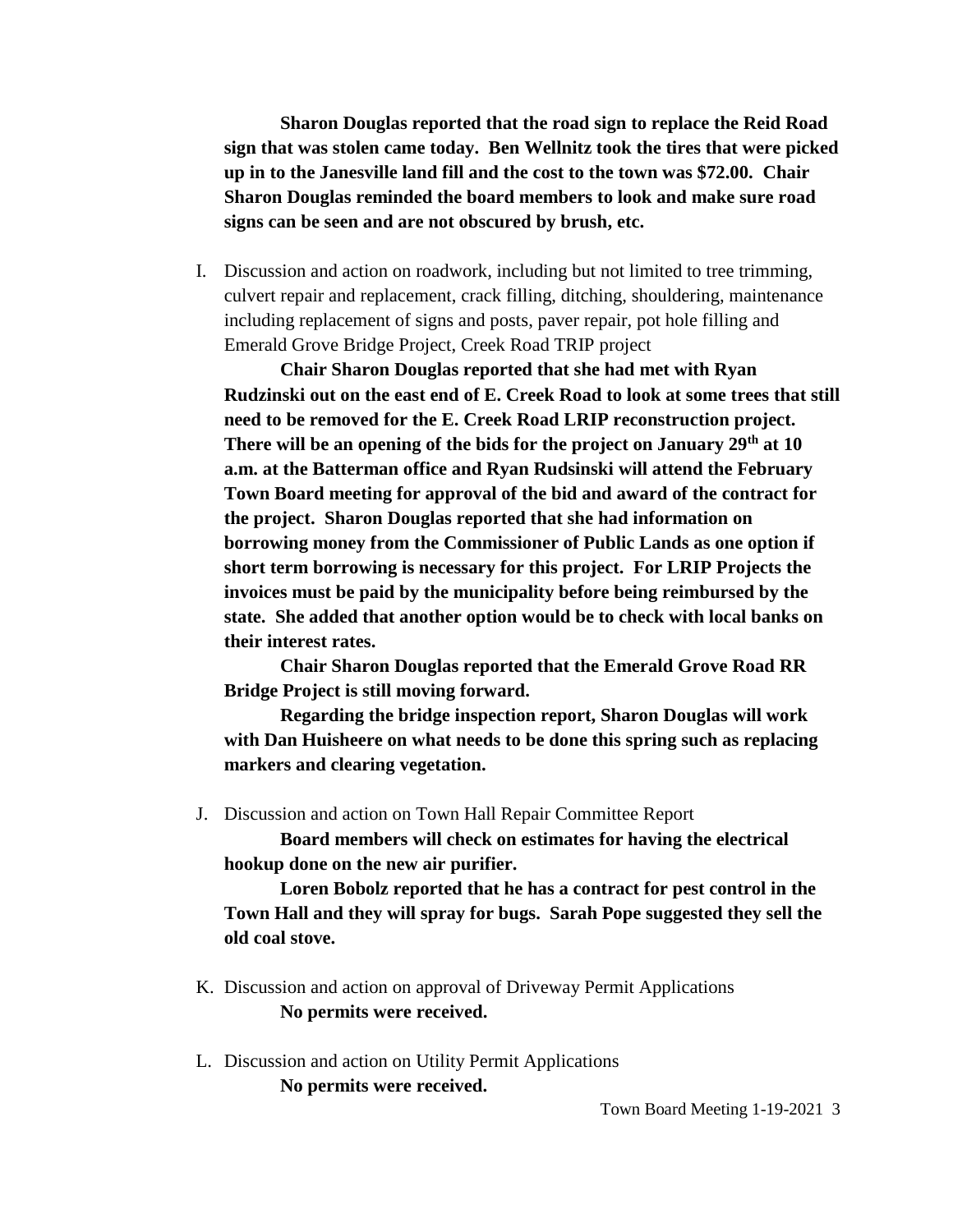**Sharon Douglas reported that the road sign to replace the Reid Road sign that was stolen came today. Ben Wellnitz took the tires that were picked up in to the Janesville land fill and the cost to the town was $72.00. Chair Sharon Douglas reminded the board members to look and make sure road signs can be seen and are not obscured by brush, etc.**

I. Discussion and action on roadwork, including but not limited to tree trimming, culvert repair and replacement, crack filling, ditching, shouldering, maintenance including replacement of signs and posts, paver repair, pot hole filling and Emerald Grove Bridge Project, Creek Road TRIP project

**Chair Sharon Douglas reported that she had met with Ryan Rudzinski out on the east end of E. Creek Road to look at some trees that still need to be removed for the E. Creek Road LRIP reconstruction project. There will be an opening of the bids for the project on January 29th at 10 a.m. at the Batterman office and Ryan Rudsinski will attend the February Town Board meeting for approval of the bid and award of the contract for the project. Sharon Douglas reported that she had information on borrowing money from the Commissioner of Public Lands as one option if short term borrowing is necessary for this project. For LRIP Projects the invoices must be paid by the municipality before being reimbursed by the state. She added that another option would be to check with local banks on their interest rates.**

**Chair Sharon Douglas reported that the Emerald Grove Road RR Bridge Project is still moving forward.**

**Regarding the bridge inspection report, Sharon Douglas will work with Dan Huisheere on what needs to be done this spring such as replacing markers and clearing vegetation.**

J. Discussion and action on Town Hall Repair Committee Report

**Board members will check on estimates for having the electrical hookup done on the new air purifier.**

**Loren Bobolz reported that he has a contract for pest control in the Town Hall and they will spray for bugs. Sarah Pope suggested they sell the old coal stove.**

K. Discussion and action on approval of Driveway Permit Applications

**No permits were received.**

L. Discussion and action on Utility Permit Applications

**No permits were received.**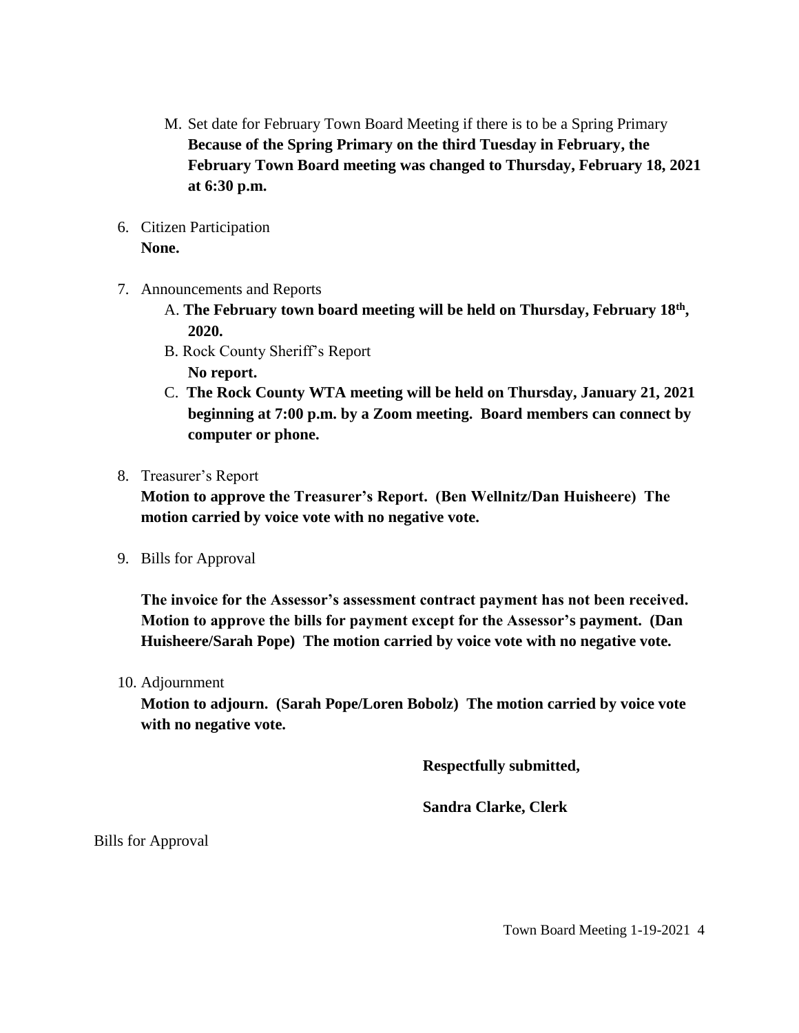M. Set date for February Town Board Meeting if there is to be a Spring Primary
   **Because of the Spring Primary on the third Tuesday in February, the February Town Board meeting was changed to Thursday, February 18, 2021 at 6:30 p.m.**

6. Citizen Participation
   **None.**

7. Announcements and Reports
   A. **The February town board meeting will be held on Thursday, February 18th, 2020.**
   B. Rock County Sheriff's Report
      **No report.**
   C. **The Rock County WTA meeting will be held on Thursday, January 21, 2021 beginning at 7:00 p.m. by a Zoom meeting. Board members can connect by computer or phone.**

8. Treasurer's Report
   **Motion to approve the Treasurer's Report. (Ben Wellnitz/Dan Huisheere) The motion carried by voice vote with no negative vote.**

9. Bills for Approval

   **The invoice for the Assessor's assessment contract payment has not been received. Motion to approve the bills for payment except for the Assessor's payment. (Dan Huisheere/Sarah Pope) The motion carried by voice vote with no negative vote.**

10. Adjournment
    **Motion to adjourn. (Sarah Pope/Loren Bobolz) The motion carried by voice vote with no negative vote.**

**Respectfully submitted,**

**Sandra Clarke, Clerk**

Bills for Approval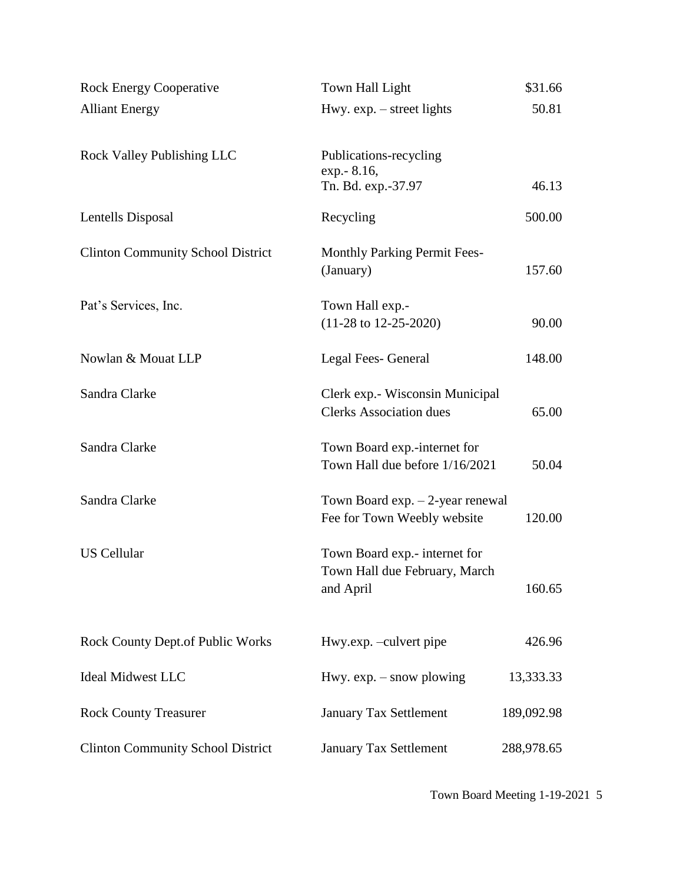| | | |
|---|---|---|
| Rock Energy Cooperative | Town Hall Light | $31.66 |
| Alliant Energy | Hwy. exp. – street lights | 50.81 |
| Rock Valley Publishing LLC | Publications-recycling exp.- 8.16, Tn. Bd. exp.-37.97 | 46.13 |
| Lentells Disposal | Recycling | 500.00 |
| Clinton Community School District | Monthly Parking Permit Fees- (January) | 157.60 |
| Pat's Services, Inc. | Town Hall exp.- (11-28 to 12-25-2020) | 90.00 |
| Nowlan & Mouat LLP | Legal Fees- General | 148.00 |
| Sandra Clarke | Clerk exp.- Wisconsin Municipal Clerks Association dues | 65.00 |
| Sandra Clarke | Town Board exp.-internet for Town Hall due before 1/16/2021 | 50.04 |
| Sandra Clarke | Town Board exp. – 2-year renewal Fee for Town Weebly website | 120.00 |
| US Cellular | Town Board exp.- internet for Town Hall due February, March and April | 160.65 |
| Rock County Dept.of Public Works | Hwy.exp. –culvert pipe | 426.96 |
| Ideal Midwest LLC | Hwy. exp. – snow plowing | 13,333.33 |
| Rock County Treasurer | January Tax Settlement | 189,092.98 |
| Clinton Community School District | January Tax Settlement | 288,978.65 |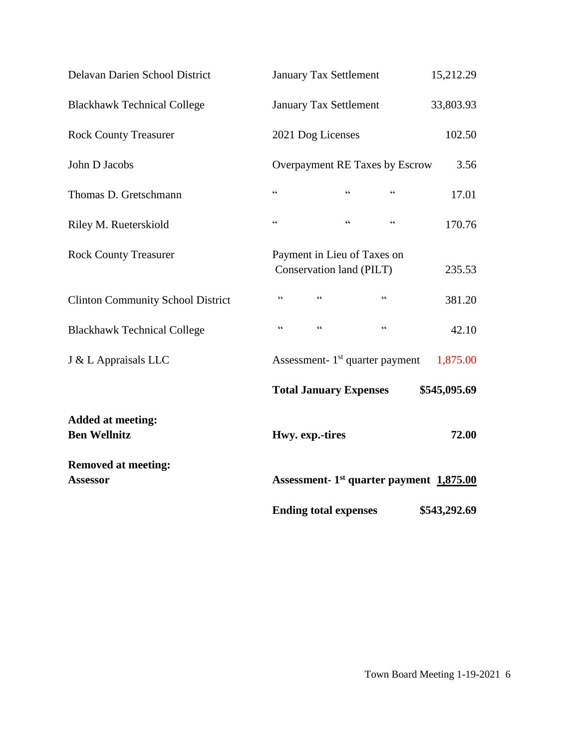| | | |
|---|---|---|
| Delavan Darien School District | January Tax Settlement | 15,212.29 |
| Blackhawk Technical College | January Tax Settlement | 33,803.93 |
| Rock County Treasurer | 2021 Dog Licenses | 102.50 |
| John D Jacobs | Overpayment RE Taxes by Escrow | 3.56 |
| Thomas D. Gretschmann | " " " | 17.01 |
| Riley M. Rueterskiold | " " " | 170.76 |
| Rock County Treasurer | Payment in Lieu of Taxes on Conservation land (PILT) | 235.53 |
| Clinton Community School District | " " " | 381.20 |
| Blackhawk Technical College | " " " | 42.10 |
| J & L Appraisals LLC | Assessment- 1st quarter payment | 1,875.00 |
| | **Total January Expenses** | **$545,095.69** |
| **Added at meeting:** **Ben Wellnitz** | **Hwy. exp.-tires** | **72.00** |
| **Removed at meeting:** **Assessor** | **Assessment- 1st quarter payment** | **1,875.00** |
| | **Ending total expenses** | **$543,292.69** |